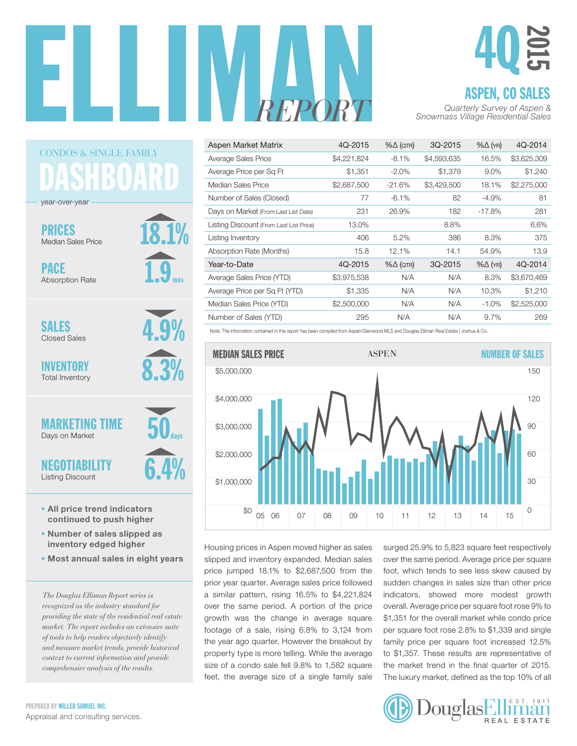# ELLIMAN REPORT

## 4Q 2015

## ASPEN, CO SALES

*Quarterly Survey of Aspen & Snowmass Village Residential Sales*

| Aspen Market Matrix | 4Q-2015 | %Δ (QTR) | 3Q-2015 | %Δ (YR) | 4Q-2014 |
|---|---|---|---|---|---|
| Average Sales Price | $4,221,824 | -8.1% | $4,593,635 | 16.5% | $3,625,309 |
| Average Price per Sq Ft | $1,351 | -2.0% | $1,379 | 9.0% | $1,240 |
| Median Sales Price | $2,687,500 | -21.6% | $3,429,500 | 18.1% | $2,275,000 |
| Number of Sales (Closed) | 77 | -6.1% | 82 | -4.9% | 81 |
| Days on Market (From Last List Date) | 231 | 26.9% | 182 | -17.8% | 281 |
| Listing Discount (From Last List Price) | 13.0% | | 8.8% | | 6.6% |
| Listing Inventory | 406 | 5.2% | 386 | 8.3% | 375 |
| Absorption Rate (Months) | 15.8 | 12.1% | 14.1 | 54.9% | 13.9 |
| **Year-to-Date** | **4Q-2015** | **%Δ (QTR)** | **3Q-2015** | **%Δ (YR)** | **4Q-2014** |
| Average Sales Price (YTD) | $3,975,538 | N/A | N/A | 8.3% | $3,670,469 |
| Average Price per Sq Ft (YTD) | $1,335 | N/A | N/A | 10.3% | $1,210 |
| Median Sales Price (YTD) | $2,500,000 | N/A | N/A | -1.0% | $2,525,000 |
| Number of Sales (YTD) | 295 | N/A | N/A | 9.7% | 269 |

Note: The information contained in this report has been compiled from Aspen/Glenwood MLS and Douglas Elliman Real Estate | Joshua & Co.

### CONDOS & SINGLE FAMILY DASHBOARD

year-over-year

- **PRICES** Median Sales Price: ▲ 18.1%
- **PACE** Absorption Rate: ▲ 1.9 mos
- **SALES** Closed Sales: ▼ 4.9%
- **INVENTORY** Total Inventory: ▲ 8.3%
- **MARKETING TIME** Days on Market: ▼ 50 days
- **NEGOTIABILITY** Listing Discount: ▲ 6.4%

- **All price trend indicators continued to push higher**
- **Number of sales slipped as inventory edged higher**
- **Most annual sales in eight years**

*The Douglas Elliman Report series is recognized as the industry standard for providing the state of the residential real estate market. The report includes an extensive suite of tools to help readers objectively identify and measure market trends, provide historical context to current information and provide comprehensive analysis of the results.*

Housing prices in Aspen moved higher as sales slipped and inventory expanded. Median sales price jumped 18.1% to $2,687,500 from the prior year quarter. Average sales price followed a similar pattern, rising 16.5% to $4,221,824 over the same period. A portion of the price growth was the change in average square footage of a sale, rising 6.8% to 3,124 from the year ago quarter. However the breakout by property type is more telling. While the average size of a condo sale fell 9.8% to 1,582 square feet, the average size of a single family sale surged 25.9% to 5,823 square feet respectively over the same period. Average price per square foot, which tends to see less skew caused by sudden changes in sales size than other price indicators, showed more modest growth overall. Average price per square foot rose 9% to $1,351 for the overall market while condo price per square foot rose 2.8% to $1,339 and single family price per square foot increased 12.5% to $1,357. These results are representative of the market trend in the final quarter of 2015. The luxury market, defined as the top 10% of all

PREPARED BY MILLER SAMUEL INC.
Appraisal and consulting services.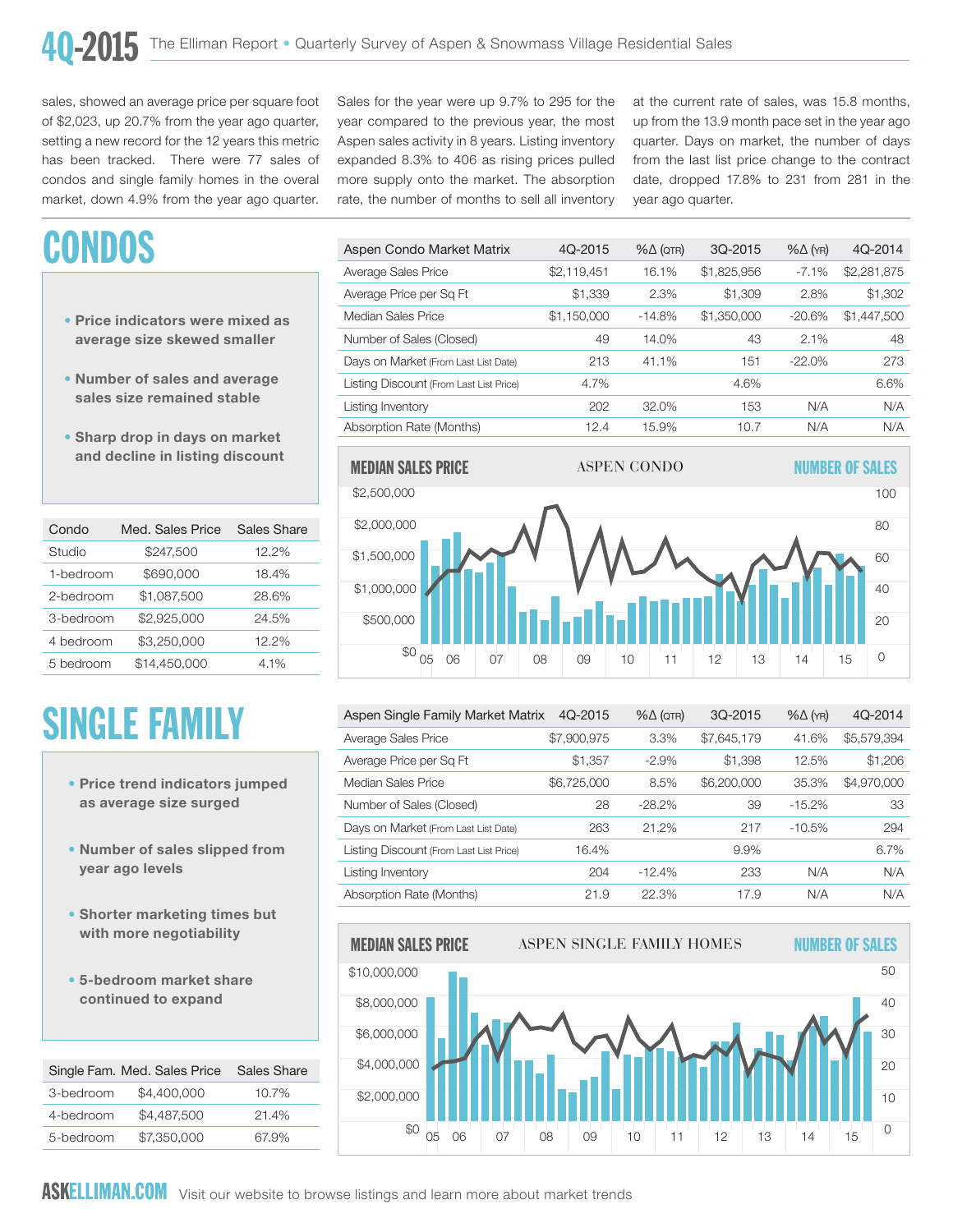sales, showed an average price per square foot of $2,023, up 20.7% from the year ago quarter, setting a new record for the 12 years this metric has been tracked. There were 77 sales of condos and single family homes in the overal market, down 4.9% from the year ago quarter. Sales for the year were up 9.7% to 295 for the year compared to the previous year, the most Aspen sales activity in 8 years. Listing inventory expanded 8.3% to 406 as rising prices pulled more supply onto the market. The absorption rate, the number of months to sell all inventory at the current rate of sales, was 15.8 months, up from the 13.9 month pace set in the year ago quarter. Days on market, the number of days from the last list price change to the contract date, dropped 17.8% to 231 from 281 in the year ago quarter.

# CONDOS

- Price indicators were mixed as average size skewed smaller
- Number of sales and average sales size remained stable
- Sharp drop in days on market and decline in listing discount

| Aspen Condo Market Matrix | 4Q-2015 | %Δ (QTR) | 3Q-2015 | %Δ (YR) | 4Q-2014 |
|---|---|---|---|---|---|
| Average Sales Price | $2,119,451 | 16.1% | $1,825,956 | -7.1% | $2,281,875 |
| Average Price per Sq Ft | $1,339 | 2.3% | $1,309 | 2.8% | $1,302 |
| Median Sales Price | $1,150,000 | -14.8% | $1,350,000 | -20.6% | $1,447,500 |
| Number of Sales (Closed) | 49 | 14.0% | 43 | 2.1% | 48 |
| Days on Market (From Last List Date) | 213 | 41.1% | 151 | -22.0% | 273 |
| Listing Discount (From Last List Price) | 4.7% | | 4.6% | | 6.6% |
| Listing Inventory | 202 | 32.0% | 153 | N/A | N/A |
| Absorption Rate (Months) | 12.4 | 15.9% | 10.7 | N/A | N/A |

| Condo | Med. Sales Price | Sales Share |
|---|---|---|
| Studio | $247,500 | 12.2% |
| 1-bedroom | $690,000 | 18.4% |
| 2-bedroom | $1,087,500 | 28.6% |
| 3-bedroom | $2,925,000 | 24.5% |
| 4 bedroom | $3,250,000 | 12.2% |
| 5 bedroom | $14,450,000 | 4.1% |

MEDIAN SALES PRICE — ASPEN CONDO — NUMBER OF SALES

# SINGLE FAMILY

- Price trend indicators jumped as average size surged
- Number of sales slipped from year ago levels
- Shorter marketing times but with more negotiability
- 5-bedroom market share continued to expand

| Aspen Single Family Market Matrix | 4Q-2015 | %Δ (QTR) | 3Q-2015 | %Δ (YR) | 4Q-2014 |
|---|---|---|---|---|---|
| Average Sales Price | $7,900,975 | 3.3% | $7,645,179 | 41.6% | $5,579,394 |
| Average Price per Sq Ft | $1,357 | -2.9% | $1,398 | 12.5% | $1,206 |
| Median Sales Price | $6,725,000 | 8.5% | $6,200,000 | 35.3% | $4,970,000 |
| Number of Sales (Closed) | 28 | -28.2% | 39 | -15.2% | 33 |
| Days on Market (From Last List Date) | 263 | 21.2% | 217 | -10.5% | 294 |
| Listing Discount (From Last List Price) | 16.4% | | 9.9% | | 6.7% |
| Listing Inventory | 204 | -12.4% | 233 | N/A | N/A |
| Absorption Rate (Months) | 21.9 | 22.3% | 17.9 | N/A | N/A |

| Single Fam. | Med. Sales Price | Sales Share |
|---|---|---|
| 3-bedroom | $4,400,000 | 10.7% |
| 4-bedroom | $4,487,500 | 21.4% |
| 5-bedroom | $7,350,000 | 67.9% |

MEDIAN SALES PRICE — ASPEN SINGLE FAMILY HOMES — NUMBER OF SALES

ASKELLIMAN.COM Visit our website to browse listings and learn more about market trends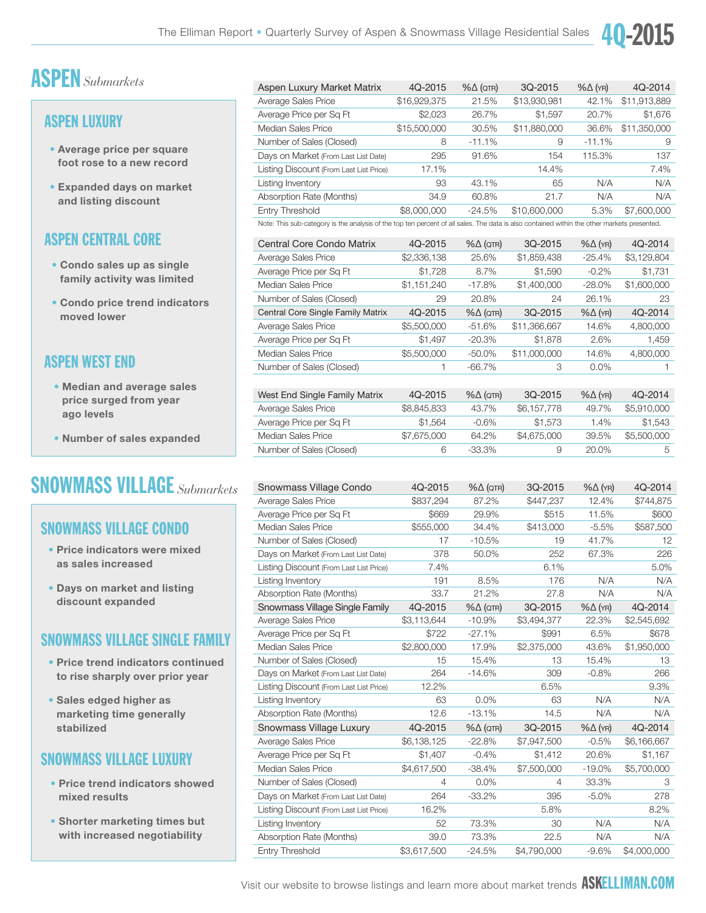# ASPEN *Submarkets*

## ASPEN LUXURY

- Average price per square foot rose to a new record
- Expanded days on market and listing discount

| Aspen Luxury Market Matrix | 4Q-2015 | %Δ (QTR) | 3Q-2015 | %Δ (YR) | 4Q-2014 |
|---|---|---|---|---|---|
| Average Sales Price | $16,929,375 | 21.5% | $13,930,981 | 42.1% | $11,913,889 |
| Average Price per Sq Ft | $2,023 | 26.7% | $1,597 | 20.7% | $1,676 |
| Median Sales Price | $15,500,000 | 30.5% | $11,880,000 | 36.6% | $11,350,000 |
| Number of Sales (Closed) | 8 | -11.1% | 9 | -11.1% | 9 |
| Days on Market (From Last List Date) | 295 | 91.6% | 154 | 115.3% | 137 |
| Listing Discount (From Last List Price) | 17.1% | | 14.4% | | 7.4% |
| Listing Inventory | 93 | 43.1% | 65 | N/A | N/A |
| Absorption Rate (Months) | 34.9 | 60.8% | 21.7 | N/A | N/A |
| Entry Threshold | $8,000,000 | -24.5% | $10,600,000 | 5.3% | $7,600,000 |

Note: This sub-category is the analysis of the top ten percent of all sales. The data is also contained within the other markets presented.

## ASPEN CENTRAL CORE

- Condo sales up as single family activity was limited
- Condo price trend indicators moved lower

| Central Core Condo Matrix | 4Q-2015 | %Δ (QTR) | 3Q-2015 | %Δ (YR) | 4Q-2014 |
|---|---|---|---|---|---|
| Average Sales Price | $2,336,138 | 25.6% | $1,859,438 | -25.4% | $3,129,804 |
| Average Price per Sq Ft | $1,728 | 8.7% | $1,590 | -0.2% | $1,731 |
| Median Sales Price | $1,151,240 | -17.8% | $1,400,000 | -28.0% | $1,600,000 |
| Number of Sales (Closed) | 29 | 20.8% | 24 | 26.1% | 23 |
| **Central Core Single Family Matrix** | **4Q-2015** | **%Δ (QTR)** | **3Q-2015** | **%Δ (YR)** | **4Q-2014** |
| Average Sales Price | $5,500,000 | -51.6% | $11,366,667 | 14.6% | 4,800,000 |
| Average Price per Sq Ft | $1,497 | -20.3% | $1,878 | 2.6% | 1,459 |
| Median Sales Price | $5,500,000 | -50.0% | $11,000,000 | 14.6% | 4,800,000 |
| Number of Sales (Closed) | 1 | -66.7% | 3 | 0.0% | 1 |

## ASPEN WEST END

- Median and average sales price surged from year ago levels
- Number of sales expanded

| West End Single Family Matrix | 4Q-2015 | %Δ (QTR) | 3Q-2015 | %Δ (YR) | 4Q-2014 |
|---|---|---|---|---|---|
| Average Sales Price | $8,845,833 | 43.7% | $6,157,778 | 49.7% | $5,910,000 |
| Average Price per Sq Ft | $1,564 | -0.6% | $1,573 | 1.4% | $1,543 |
| Median Sales Price | $7,675,000 | 64.2% | $4,675,000 | 39.5% | $5,500,000 |
| Number of Sales (Closed) | 6 | -33.3% | 9 | 20.0% | 5 |

# SNOWMASS VILLAGE *Submarkets*

## SNOWMASS VILLAGE CONDO

- Price indicators were mixed as sales increased
- Days on market and listing discount expanded

| Snowmass Village Condo | 4Q-2015 | %Δ (QTR) | 3Q-2015 | %Δ (YR) | 4Q-2014 |
|---|---|---|---|---|---|
| Average Sales Price | $837,294 | 87.2% | $447,237 | 12.4% | $744,875 |
| Average Price per Sq Ft | $669 | 29.9% | $515 | 11.5% | $600 |
| Median Sales Price | $555,000 | 34.4% | $413,000 | -5.5% | $587,500 |
| Number of Sales (Closed) | 17 | -10.5% | 19 | 41.7% | 12 |
| Days on Market (From Last List Date) | 378 | 50.0% | 252 | 67.3% | 226 |
| Listing Discount (From Last List Price) | 7.4% | | 6.1% | | 5.0% |
| Listing Inventory | 191 | 8.5% | 176 | N/A | N/A |
| Absorption Rate (Months) | 33.7 | 21.2% | 27.8 | N/A | N/A |

## SNOWMASS VILLAGE SINGLE FAMILY

- Price trend indicators continued to rise sharply over prior year
- Sales edged higher as marketing time generally stabilized

| Snowmass Village Single Family | 4Q-2015 | %Δ (QTR) | 3Q-2015 | %Δ (YR) | 4Q-2014 |
|---|---|---|---|---|---|
| Average Sales Price | $3,113,644 | -10.9% | $3,494,377 | 22.3% | $2,545,692 |
| Average Price per Sq Ft | $722 | -27.1% | $991 | 6.5% | $678 |
| Median Sales Price | $2,800,000 | 17.9% | $2,375,000 | 43.6% | $1,950,000 |
| Number of Sales (Closed) | 15 | 15.4% | 13 | 15.4% | 13 |
| Days on Market (From Last List Date) | 264 | -14.6% | 309 | -0.8% | 266 |
| Listing Discount (From Last List Price) | 12.2% | | 6.5% | | 9.3% |
| Listing Inventory | 63 | 0.0% | 63 | N/A | N/A |
| Absorption Rate (Months) | 12.6 | -13.1% | 14.5 | N/A | N/A |

## SNOWMASS VILLAGE LUXURY

- Price trend indicators showed mixed results
- Shorter marketing times but with increased negotiability

| Snowmass Village Luxury | 4Q-2015 | %Δ (QTR) | 3Q-2015 | %Δ (YR) | 4Q-2014 |
|---|---|---|---|---|---|
| Average Sales Price | $6,138,125 | -22.8% | $7,947,500 | -0.5% | $6,166,667 |
| Average Price per Sq Ft | $1,407 | -0.4% | $1,412 | 20.6% | $1,167 |
| Median Sales Price | $4,617,500 | -38.4% | $7,500,000 | -19.0% | $5,700,000 |
| Number of Sales (Closed) | 4 | 0.0% | 4 | 33.3% | 3 |
| Days on Market (From Last List Date) | 264 | -33.2% | 395 | -5.0% | 278 |
| Listing Discount (From Last List Price) | 16.2% | | 5.8% | | 8.2% |
| Listing Inventory | 52 | 73.3% | 30 | N/A | N/A |
| Absorption Rate (Months) | 39.0 | 73.3% | 22.5 | N/A | N/A |
| Entry Threshold | $3,617,500 | -24.5% | $4,790,000 | -9.6% | $4,000,000 |

Visit our website to browse listings and learn more about market trends ASKELLIMAN.COM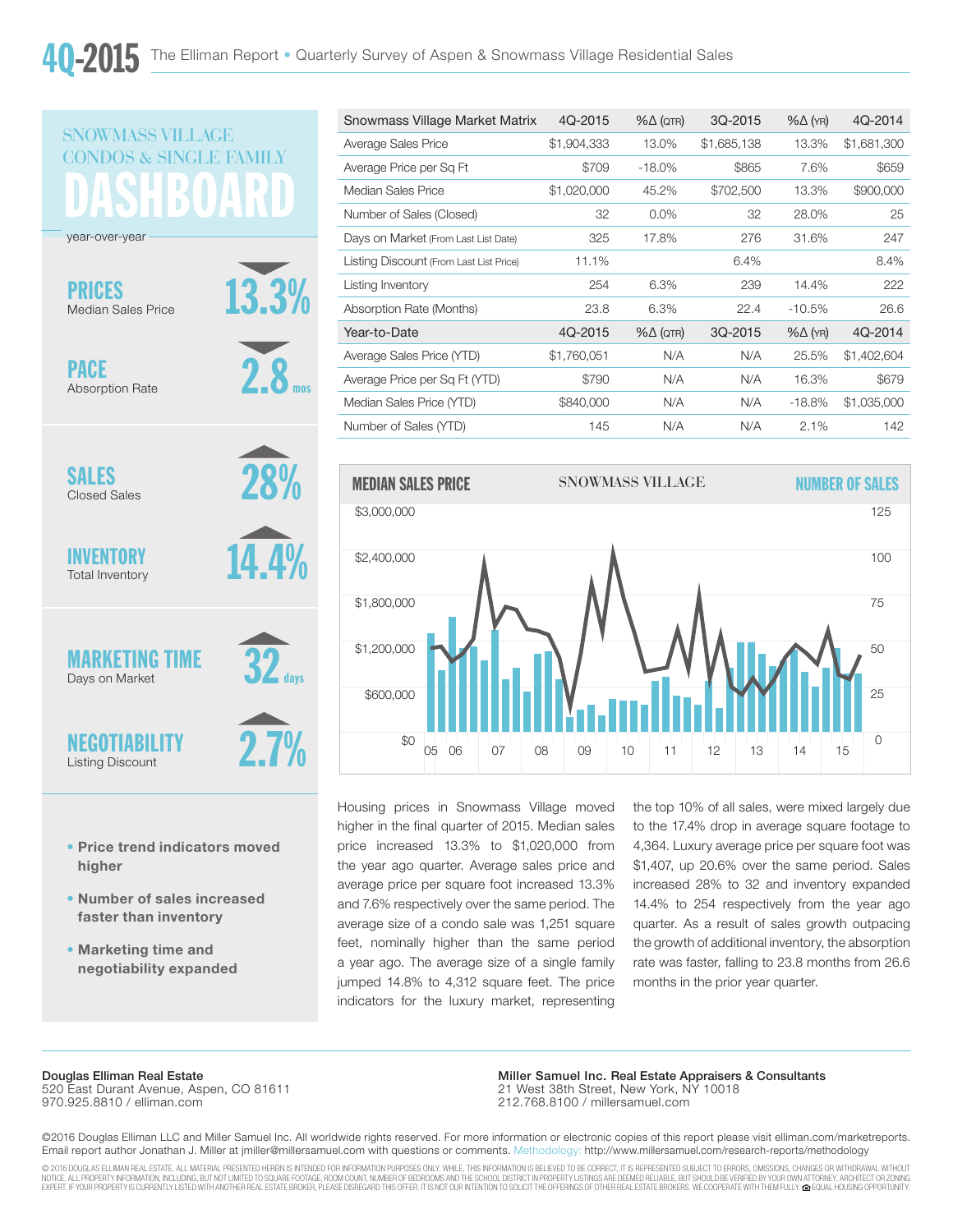# 4Q-2015 The Elliman Report • Quarterly Survey of Aspen & Snowmass Village Residential Sales

## SNOWMASS VILLAGE CONDOS & SINGLE FAMILY DASHBOARD

year-over-year

**PRICES**
Median Sales Price
13.3%

**PACE**
Absorption Rate
2.8 mos

**SALES**
Closed Sales
28%

**INVENTORY**
Total Inventory
14.4%

**MARKETING TIME**
Days on Market
32 days

**NEGOTIABILITY**
Listing Discount
2.7%

- Price trend indicators moved higher
- Number of sales increased faster than inventory
- Marketing time and negotiability expanded

| Snowmass Village Market Matrix | 4Q-2015 | %Δ (QTR) | 3Q-2015 | %Δ (YR) | 4Q-2014 |
|---|---|---|---|---|---|
| Average Sales Price | $1,904,333 | 13.0% | $1,685,138 | 13.3% | $1,681,300 |
| Average Price per Sq Ft | $709 | -18.0% | $865 | 7.6% | $659 |
| Median Sales Price | $1,020,000 | 45.2% | $702,500 | 13.3% | $900,000 |
| Number of Sales (Closed) | 32 | 0.0% | 32 | 28.0% | 25 |
| Days on Market (From Last List Date) | 325 | 17.8% | 276 | 31.6% | 247 |
| Listing Discount (From Last List Price) | 11.1% | | 6.4% | | 8.4% |
| Listing Inventory | 254 | 6.3% | 239 | 14.4% | 222 |
| Absorption Rate (Months) | 23.8 | 6.3% | 22.4 | -10.5% | 26.6 |
| **Year-to-Date** | **4Q-2015** | **%Δ (QTR)** | **3Q-2015** | **%Δ (YR)** | **4Q-2014** |
| Average Sales Price (YTD) | $1,760,051 | N/A | N/A | 25.5% | $1,402,604 |
| Average Price per Sq Ft (YTD) | $790 | N/A | N/A | 16.3% | $679 |
| Median Sales Price (YTD) | $840,000 | N/A | N/A | -18.8% | $1,035,000 |
| Number of Sales (YTD) | 145 | N/A | N/A | 2.1% | 142 |

MEDIAN SALES PRICE
SNOWMASS VILLAGE
NUMBER OF SALES

$3,000,000
$2,400,000
$1,800,000
$1,200,000
$600,000
$0

125
100
75
50
25
0

05 06 07 08 09 10 11 12 13 14 15

Housing prices in Snowmass Village moved higher in the final quarter of 2015. Median sales price increased 13.3% to $1,020,000 from the year ago quarter. Average sales price and average price per square foot increased 13.3% and 7.6% respectively over the same period. The average size of a condo sale was 1,251 square feet, nominally higher than the same period a year ago. The average size of a single family jumped 14.8% to 4,312 square feet. The price indicators for the luxury market, representing the top 10% of all sales, were mixed largely due to the 17.4% drop in average square footage to 4,364. Luxury average price per square foot was $1,407, up 20.6% over the same period. Sales increased 28% to 32 and inventory expanded 14.4% to 254 respectively from the year ago quarter. As a result of sales growth outpacing the growth of additional inventory, the absorption rate was faster, falling to 23.8 months from 26.6 months in the prior year quarter.

**Douglas Elliman Real Estate**
520 East Durant Avenue, Aspen, CO 81611
970.925.8810 / elliman.com

**Miller Samuel Inc. Real Estate Appraisers & Consultants**
21 West 38th Street, New York, NY 10018
212.768.8100 / millersamuel.com

©2016 Douglas Elliman LLC and Miller Samuel Inc. All worldwide rights reserved. For more information or electronic copies of this report please visit elliman.com/marketreports. Email report author Jonathan J. Miller at jmiller@millersamuel.com with questions or comments. Methodology: http://www.millersamuel.com/research-reports/methodology

© 2016 DOUGLAS ELLIMAN REAL ESTATE. ALL MATERIAL PRESENTED HEREIN IS INTENDED FOR INFORMATION PURPOSES ONLY. WHILE, THIS INFORMATION IS BELIEVED TO BE CORRECT, IT IS REPRESENTED SUBJECT TO ERRORS, OMISSIONS, CHANGES OR WITHDRAWAL WITHOUT NOTICE. ALL PROPERTY INFORMATION, INCLUDING, BUT NOT LIMITED TO SQUARE FOOTAGE, ROOM COUNT, NUMBER OF BEDROOMS AND THE SCHOOL DISTRICT IN PROPERTY LISTINGS ARE DEEMED RELIABLE, BUT SHOULD BE VERIFIED BY YOUR OWN ATTORNEY, ARCHITECT OR ZONING EXPERT. IF YOUR PROPERTY IS CURRENTLY LISTED WITH ANOTHER REAL ESTATE BROKER, PLEASE DISREGARD THIS OFFER. IT IS NOT OUR INTENTION TO SOLICIT THE OFFERINGS OF OTHER REAL ESTATE BROKERS. WE COOPERATE WITH THEM FULLY. EQUAL HOUSING OPPORTUNITY.